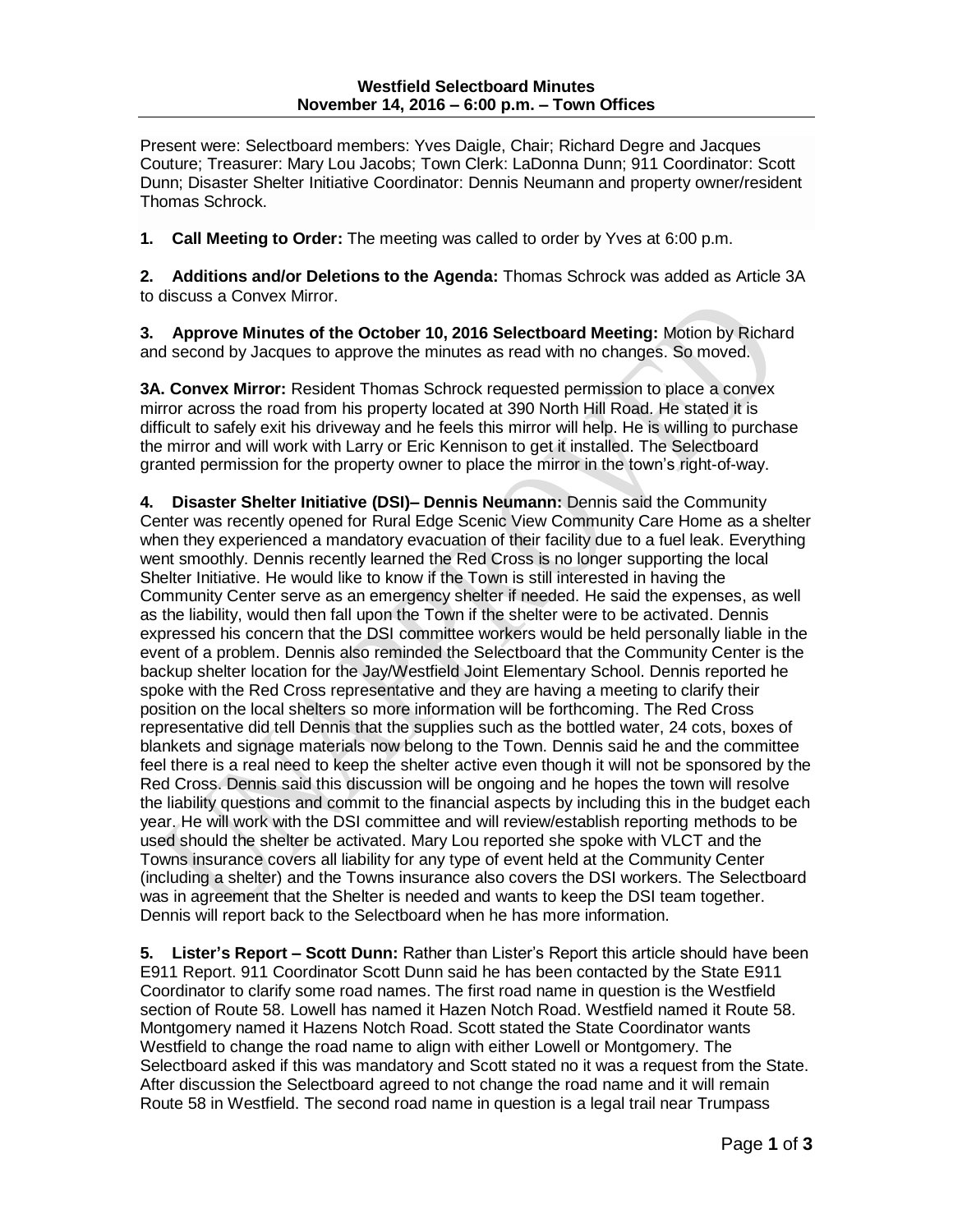**Westfield Selectboard Minutes**
**November 14, 2016 – 6:00 p.m. – Town Offices**

Present were: Selectboard members: Yves Daigle, Chair; Richard Degre and Jacques Couture; Treasurer: Mary Lou Jacobs; Town Clerk: LaDonna Dunn; 911 Coordinator: Scott Dunn; Disaster Shelter Initiative Coordinator: Dennis Neumann and property owner/resident Thomas Schrock.

**1. Call Meeting to Order:** The meeting was called to order by Yves at 6:00 p.m.

**2. Additions and/or Deletions to the Agenda:** Thomas Schrock was added as Article 3A to discuss a Convex Mirror.

**3. Approve Minutes of the October 10, 2016 Selectboard Meeting:** Motion by Richard and second by Jacques to approve the minutes as read with no changes. So moved.

**3A. Convex Mirror:** Resident Thomas Schrock requested permission to place a convex mirror across the road from his property located at 390 North Hill Road. He stated it is difficult to safely exit his driveway and he feels this mirror will help. He is willing to purchase the mirror and will work with Larry or Eric Kennison to get it installed. The Selectboard granted permission for the property owner to place the mirror in the town's right-of-way.

**4. Disaster Shelter Initiative (DSI)– Dennis Neumann:** Dennis said the Community Center was recently opened for Rural Edge Scenic View Community Care Home as a shelter when they experienced a mandatory evacuation of their facility due to a fuel leak. Everything went smoothly. Dennis recently learned the Red Cross is no longer supporting the local Shelter Initiative. He would like to know if the Town is still interested in having the Community Center serve as an emergency shelter if needed. He said the expenses, as well as the liability, would then fall upon the Town if the shelter were to be activated. Dennis expressed his concern that the DSI committee workers would be held personally liable in the event of a problem. Dennis also reminded the Selectboard that the Community Center is the backup shelter location for the Jay/Westfield Joint Elementary School. Dennis reported he spoke with the Red Cross representative and they are having a meeting to clarify their position on the local shelters so more information will be forthcoming. The Red Cross representative did tell Dennis that the supplies such as the bottled water, 24 cots, boxes of blankets and signage materials now belong to the Town. Dennis said he and the committee feel there is a real need to keep the shelter active even though it will not be sponsored by the Red Cross. Dennis said this discussion will be ongoing and he hopes the town will resolve the liability questions and commit to the financial aspects by including this in the budget each year. He will work with the DSI committee and will review/establish reporting methods to be used should the shelter be activated. Mary Lou reported she spoke with VLCT and the Towns insurance covers all liability for any type of event held at the Community Center (including a shelter) and the Towns insurance also covers the DSI workers. The Selectboard was in agreement that the Shelter is needed and wants to keep the DSI team together. Dennis will report back to the Selectboard when he has more information.

**5. Lister's Report – Scott Dunn:** Rather than Lister's Report this article should have been E911 Report. 911 Coordinator Scott Dunn said he has been contacted by the State E911 Coordinator to clarify some road names. The first road name in question is the Westfield section of Route 58. Lowell has named it Hazen Notch Road. Westfield named it Route 58. Montgomery named it Hazens Notch Road. Scott stated the State Coordinator wants Westfield to change the road name to align with either Lowell or Montgomery. The Selectboard asked if this was mandatory and Scott stated no it was a request from the State. After discussion the Selectboard agreed to not change the road name and it will remain Route 58 in Westfield. The second road name in question is a legal trail near Trumpass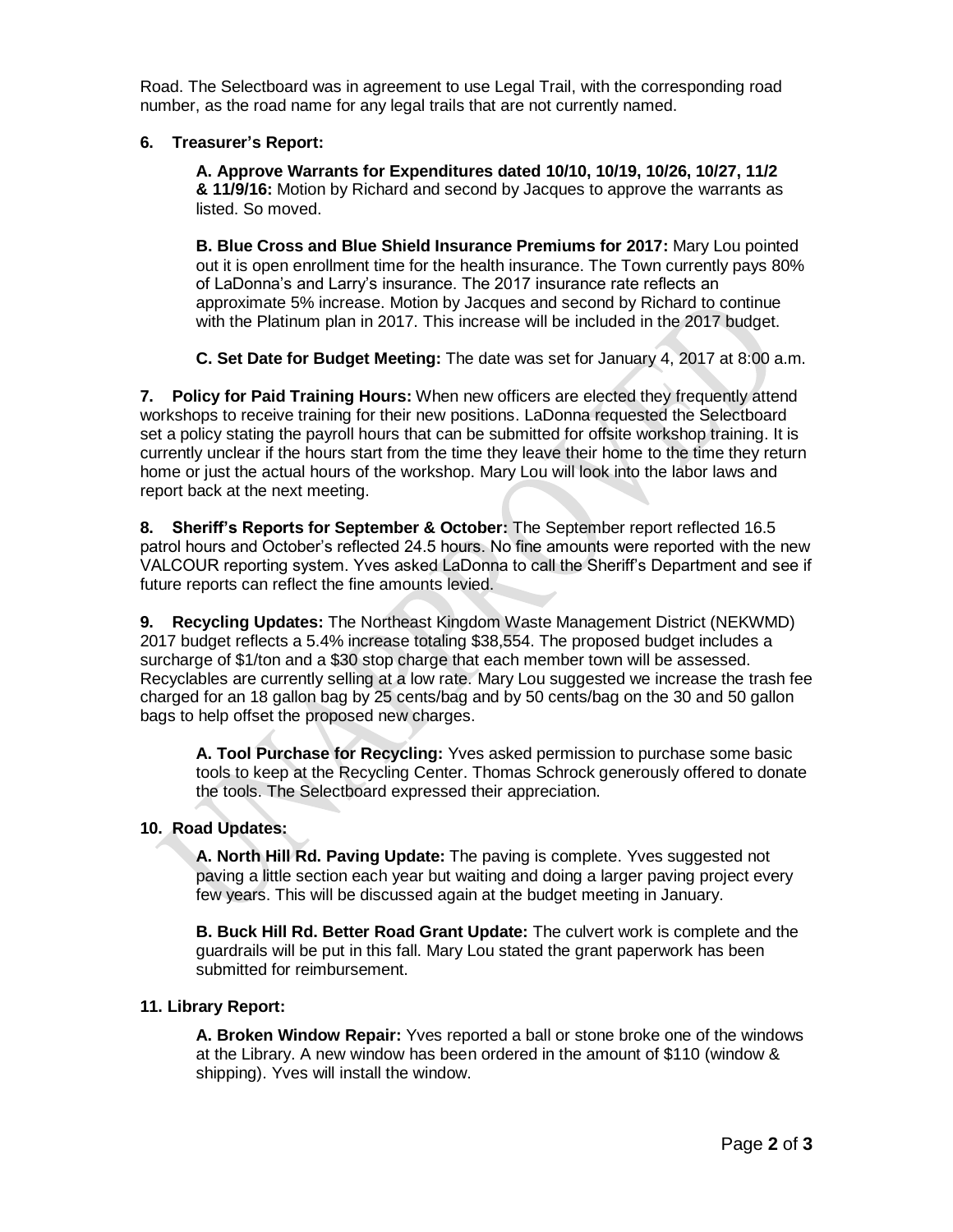Road. The Selectboard was in agreement to use Legal Trail, with the corresponding road number, as the road name for any legal trails that are not currently named.

**6. Treasurer's Report:**

**A. Approve Warrants for Expenditures dated 10/10, 10/19, 10/26, 10/27, 11/2 & 11/9/16:** Motion by Richard and second by Jacques to approve the warrants as listed. So moved.

**B. Blue Cross and Blue Shield Insurance Premiums for 2017:** Mary Lou pointed out it is open enrollment time for the health insurance. The Town currently pays 80% of LaDonna's and Larry's insurance. The 2017 insurance rate reflects an approximate 5% increase. Motion by Jacques and second by Richard to continue with the Platinum plan in 2017. This increase will be included in the 2017 budget.

**C. Set Date for Budget Meeting:** The date was set for January 4, 2017 at 8:00 a.m.

**7. Policy for Paid Training Hours:** When new officers are elected they frequently attend workshops to receive training for their new positions. LaDonna requested the Selectboard set a policy stating the payroll hours that can be submitted for offsite workshop training. It is currently unclear if the hours start from the time they leave their home to the time they return home or just the actual hours of the workshop. Mary Lou will look into the labor laws and report back at the next meeting.

**8. Sheriff's Reports for September & October:** The September report reflected 16.5 patrol hours and October's reflected 24.5 hours. No fine amounts were reported with the new VALCOUR reporting system. Yves asked LaDonna to call the Sheriff's Department and see if future reports can reflect the fine amounts levied.

**9. Recycling Updates:** The Northeast Kingdom Waste Management District (NEKWMD) 2017 budget reflects a 5.4% increase totaling $38,554. The proposed budget includes a surcharge of $1/ton and a $30 stop charge that each member town will be assessed. Recyclables are currently selling at a low rate. Mary Lou suggested we increase the trash fee charged for an 18 gallon bag by 25 cents/bag and by 50 cents/bag on the 30 and 50 gallon bags to help offset the proposed new charges.

**A. Tool Purchase for Recycling:** Yves asked permission to purchase some basic tools to keep at the Recycling Center. Thomas Schrock generously offered to donate the tools. The Selectboard expressed their appreciation.

**10. Road Updates:**

**A. North Hill Rd. Paving Update:** The paving is complete. Yves suggested not paving a little section each year but waiting and doing a larger paving project every few years. This will be discussed again at the budget meeting in January.

**B. Buck Hill Rd. Better Road Grant Update:** The culvert work is complete and the guardrails will be put in this fall. Mary Lou stated the grant paperwork has been submitted for reimbursement.

**11. Library Report:**

**A. Broken Window Repair:** Yves reported a ball or stone broke one of the windows at the Library. A new window has been ordered in the amount of $110 (window & shipping). Yves will install the window.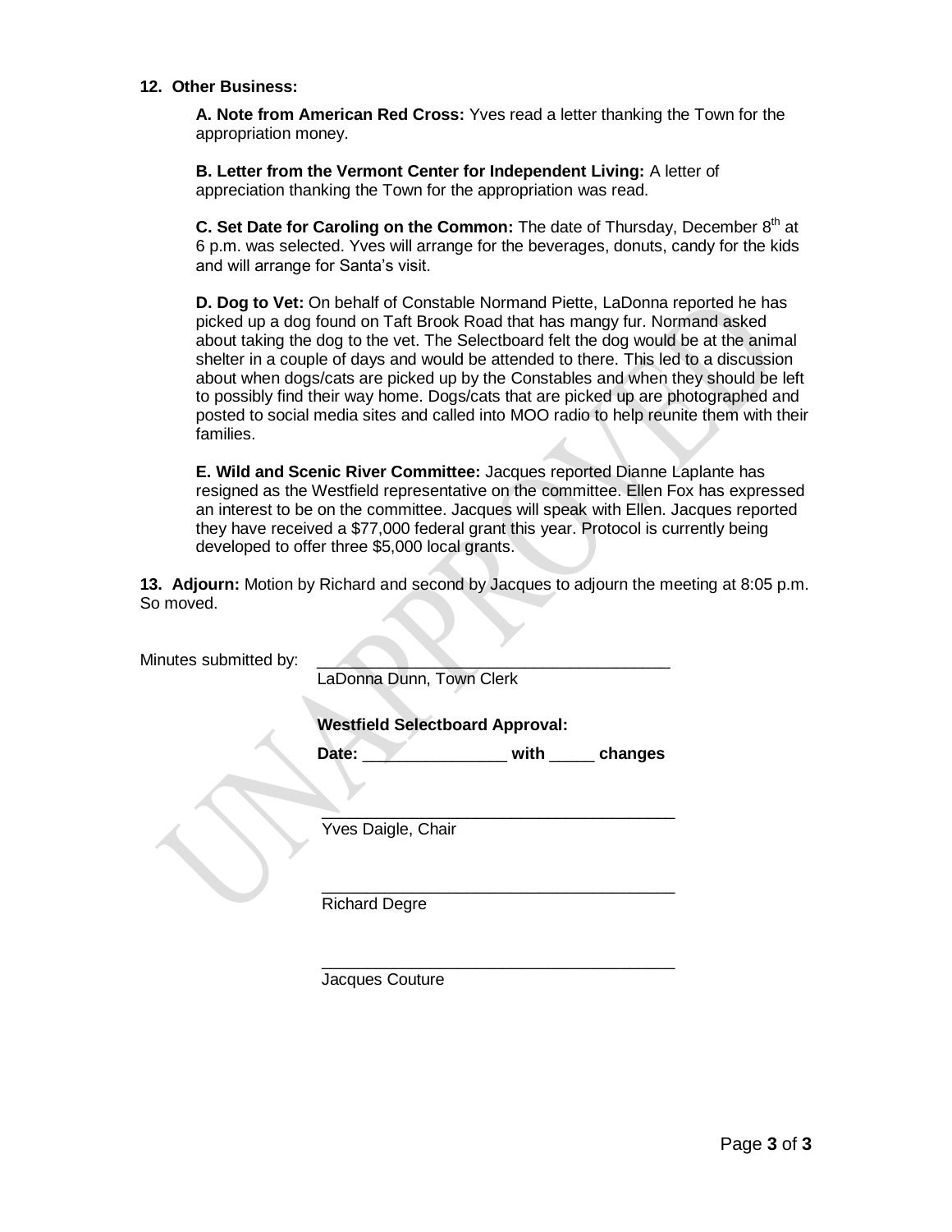**12. Other Business:**

**A. Note from American Red Cross:** Yves read a letter thanking the Town for the appropriation money.

**B. Letter from the Vermont Center for Independent Living:** A letter of appreciation thanking the Town for the appropriation was read.

**C. Set Date for Caroling on the Common:** The date of Thursday, December 8th at 6 p.m. was selected. Yves will arrange for the beverages, donuts, candy for the kids and will arrange for Santa's visit.

**D. Dog to Vet:** On behalf of Constable Normand Piette, LaDonna reported he has picked up a dog found on Taft Brook Road that has mangy fur. Normand asked about taking the dog to the vet. The Selectboard felt the dog would be at the animal shelter in a couple of days and would be attended to there. This led to a discussion about when dogs/cats are picked up by the Constables and when they should be left to possibly find their way home. Dogs/cats that are picked up are photographed and posted to social media sites and called into MOO radio to help reunite them with their families.

**E. Wild and Scenic River Committee:** Jacques reported Dianne Laplante has resigned as the Westfield representative on the committee. Ellen Fox has expressed an interest to be on the committee. Jacques will speak with Ellen. Jacques reported they have received a $77,000 federal grant this year. Protocol is currently being developed to offer three $5,000 local grants.

**13. Adjourn:** Motion by Richard and second by Jacques to adjourn the meeting at 8:05 p.m. So moved.

Minutes submitted by: ________________________________________
LaDonna Dunn, Town Clerk

**Westfield Selectboard Approval:**

**Date:** ________________ **with** _____ **changes**

________________________________________
Yves Daigle, Chair

________________________________________
Richard Degre

________________________________________
Jacques Couture

UNAPPROVED